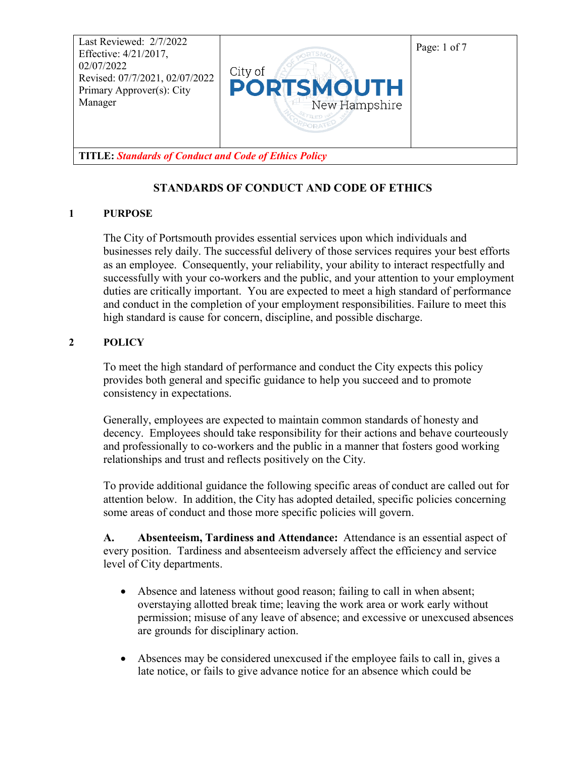| Last Reviewed: 2/7/2022<br>Effective: 4/21/2017, 02/07/2022<br>Revised: 07/7/2021, 02/07/2022<br>Primary Approver(s): City Manager | City of PORTSMOUTH New Hampshire | |
|---|---|---|
| **TITLE:** ***Standards of Conduct and Code of Ethics Policy*** | | |

# STANDARDS OF CONDUCT AND CODE OF ETHICS

## 1 PURPOSE

The City of Portsmouth provides essential services upon which individuals and businesses rely daily. The successful delivery of those services requires your best efforts as an employee. Consequently, your reliability, your ability to interact respectfully and successfully with your co-workers and the public, and your attention to your employment duties are critically important. You are expected to meet a high standard of performance and conduct in the completion of your employment responsibilities. Failure to meet this high standard is cause for concern, discipline, and possible discharge.

## 2 POLICY

To meet the high standard of performance and conduct the City expects this policy provides both general and specific guidance to help you succeed and to promote consistency in expectations.

Generally, employees are expected to maintain common standards of honesty and decency. Employees should take responsibility for their actions and behave courteously and professionally to co-workers and the public in a manner that fosters good working relationships and trust and reflects positively on the City.

To provide additional guidance the following specific areas of conduct are called out for attention below. In addition, the City has adopted detailed, specific policies concerning some areas of conduct and those more specific policies will govern.

**A. Absenteeism, Tardiness and Attendance:** Attendance is an essential aspect of every position. Tardiness and absenteeism adversely affect the efficiency and service level of City departments.

- Absence and lateness without good reason; failing to call in when absent; overstaying allotted break time; leaving the work area or work early without permission; misuse of any leave of absence; and excessive or unexcused absences are grounds for disciplinary action.

- Absences may be considered unexcused if the employee fails to call in, gives a late notice, or fails to give advance notice for an absence which could be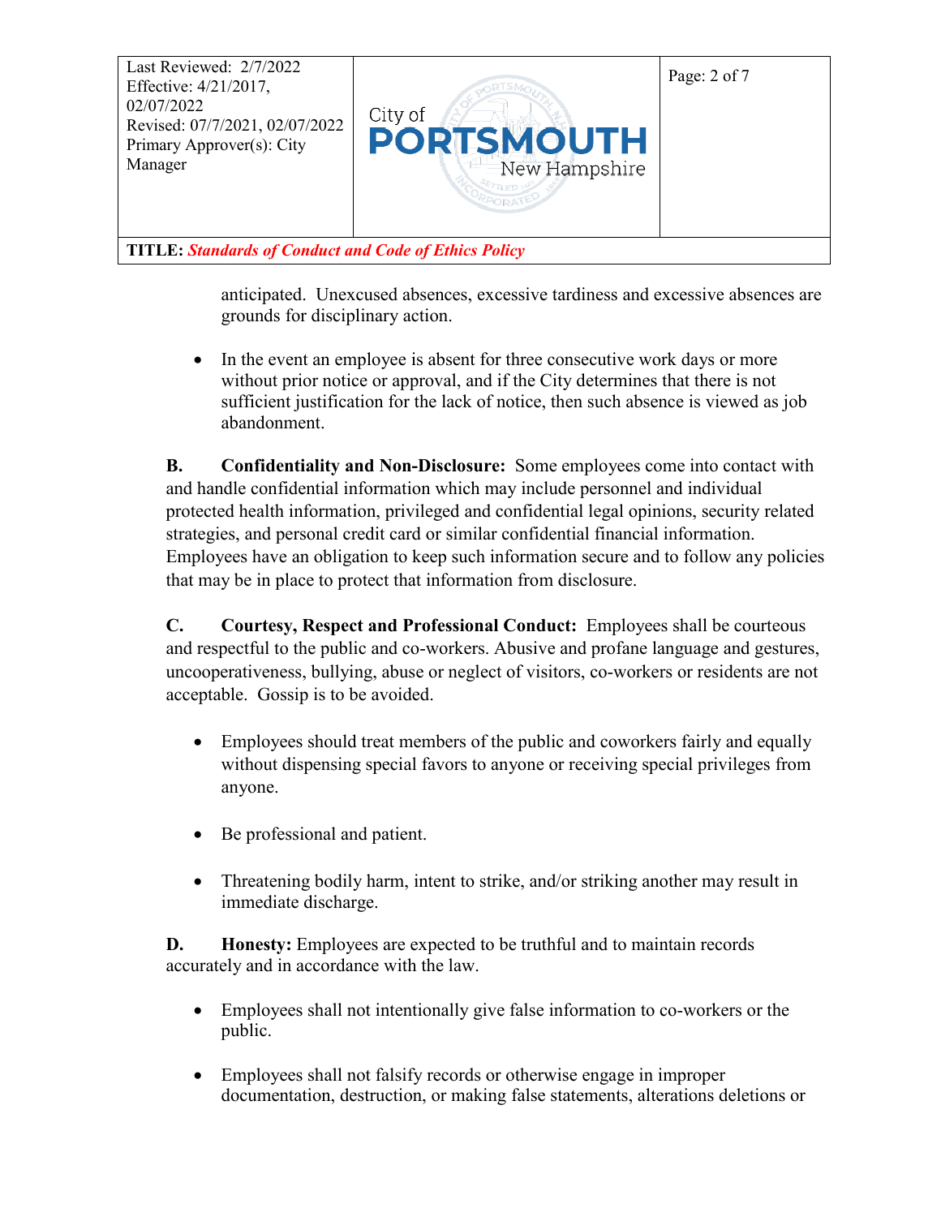anticipated. Unexcused absences, excessive tardiness and excessive absences are grounds for disciplinary action.

- In the event an employee is absent for three consecutive work days or more without prior notice or approval, and if the City determines that there is not sufficient justification for the lack of notice, then such absence is viewed as job abandonment.

**B. Confidentiality and Non-Disclosure:** Some employees come into contact with and handle confidential information which may include personnel and individual protected health information, privileged and confidential legal opinions, security related strategies, and personal credit card or similar confidential financial information. Employees have an obligation to keep such information secure and to follow any policies that may be in place to protect that information from disclosure.

**C. Courtesy, Respect and Professional Conduct:** Employees shall be courteous and respectful to the public and co-workers. Abusive and profane language and gestures, uncooperativeness, bullying, abuse or neglect of visitors, co-workers or residents are not acceptable. Gossip is to be avoided.

- Employees should treat members of the public and coworkers fairly and equally without dispensing special favors to anyone or receiving special privileges from anyone.

- Be professional and patient.

- Threatening bodily harm, intent to strike, and/or striking another may result in immediate discharge.

**D. Honesty:** Employees are expected to be truthful and to maintain records accurately and in accordance with the law.

- Employees shall not intentionally give false information to co-workers or the public.

- Employees shall not falsify records or otherwise engage in improper documentation, destruction, or making false statements, alterations deletions or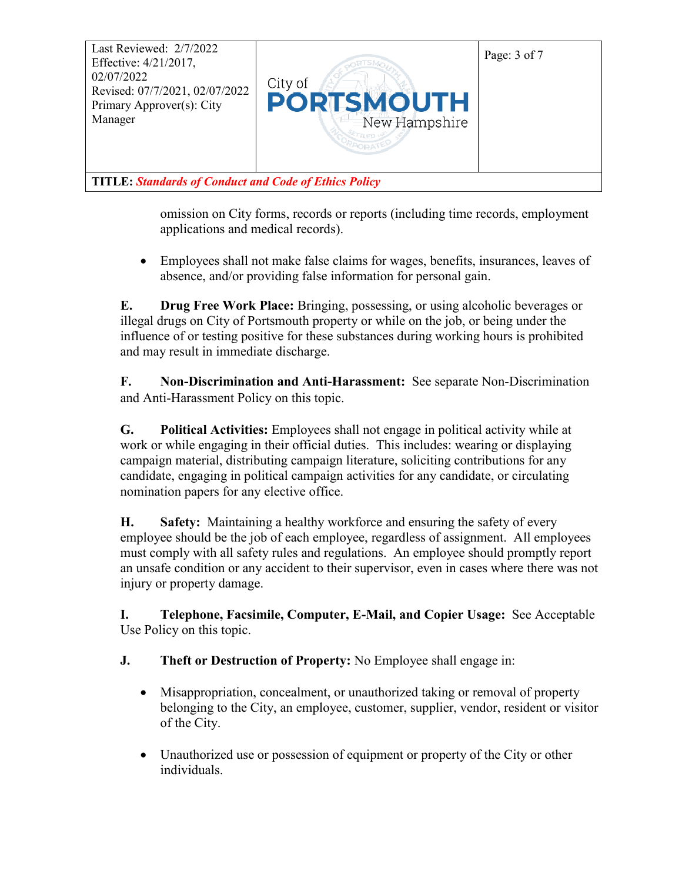omission on City forms, records or reports (including time records, employment applications and medical records).

- Employees shall not make false claims for wages, benefits, insurances, leaves of absence, and/or providing false information for personal gain.

**E. Drug Free Work Place:** Bringing, possessing, or using alcoholic beverages or illegal drugs on City of Portsmouth property or while on the job, or being under the influence of or testing positive for these substances during working hours is prohibited and may result in immediate discharge.

**F. Non-Discrimination and Anti-Harassment:** See separate Non-Discrimination and Anti-Harassment Policy on this topic.

**G. Political Activities:** Employees shall not engage in political activity while at work or while engaging in their official duties. This includes: wearing or displaying campaign material, distributing campaign literature, soliciting contributions for any candidate, engaging in political campaign activities for any candidate, or circulating nomination papers for any elective office.

**H. Safety:** Maintaining a healthy workforce and ensuring the safety of every employee should be the job of each employee, regardless of assignment. All employees must comply with all safety rules and regulations. An employee should promptly report an unsafe condition or any accident to their supervisor, even in cases where there was not injury or property damage.

**I. Telephone, Facsimile, Computer, E-Mail, and Copier Usage:** See Acceptable Use Policy on this topic.

**J. Theft or Destruction of Property:** No Employee shall engage in:

- Misappropriation, concealment, or unauthorized taking or removal of property belonging to the City, an employee, customer, supplier, vendor, resident or visitor of the City.

- Unauthorized use or possession of equipment or property of the City or other individuals.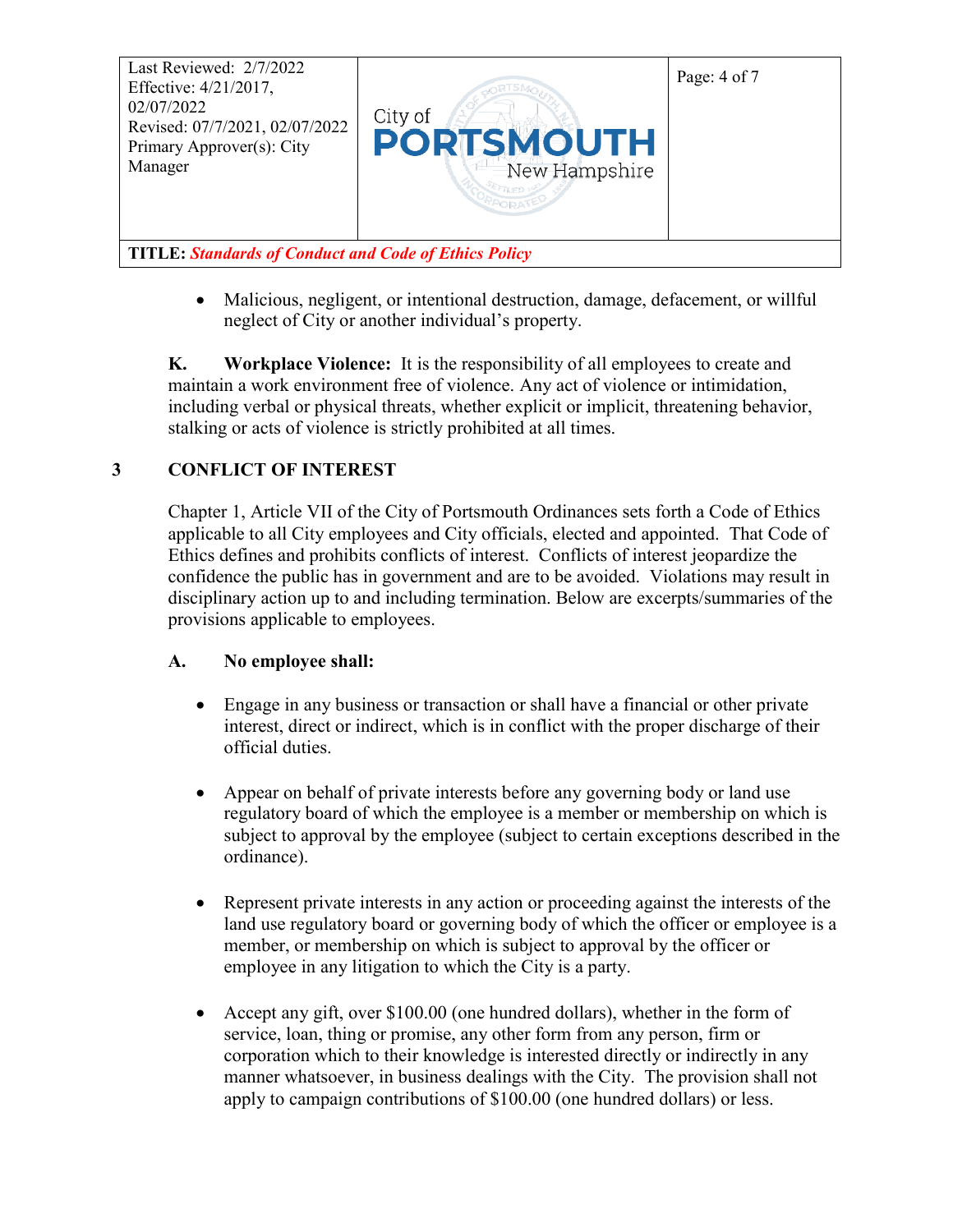- Malicious, negligent, or intentional destruction, damage, defacement, or willful neglect of City or another individual's property.

**K. Workplace Violence:** It is the responsibility of all employees to create and maintain a work environment free of violence. Any act of violence or intimidation, including verbal or physical threats, whether explicit or implicit, threatening behavior, stalking or acts of violence is strictly prohibited at all times.

## 3 CONFLICT OF INTEREST

Chapter 1, Article VII of the City of Portsmouth Ordinances sets forth a Code of Ethics applicable to all City employees and City officials, elected and appointed. That Code of Ethics defines and prohibits conflicts of interest. Conflicts of interest jeopardize the confidence the public has in government and are to be avoided. Violations may result in disciplinary action up to and including termination. Below are excerpts/summaries of the provisions applicable to employees.

**A. No employee shall:**

- Engage in any business or transaction or shall have a financial or other private interest, direct or indirect, which is in conflict with the proper discharge of their official duties.

- Appear on behalf of private interests before any governing body or land use regulatory board of which the employee is a member or membership on which is subject to approval by the employee (subject to certain exceptions described in the ordinance).

- Represent private interests in any action or proceeding against the interests of the land use regulatory board or governing body of which the officer or employee is a member, or membership on which is subject to approval by the officer or employee in any litigation to which the City is a party.

- Accept any gift, over $100.00 (one hundred dollars), whether in the form of service, loan, thing or promise, any other form from any person, firm or corporation which to their knowledge is interested directly or indirectly in any manner whatsoever, in business dealings with the City. The provision shall not apply to campaign contributions of $100.00 (one hundred dollars) or less.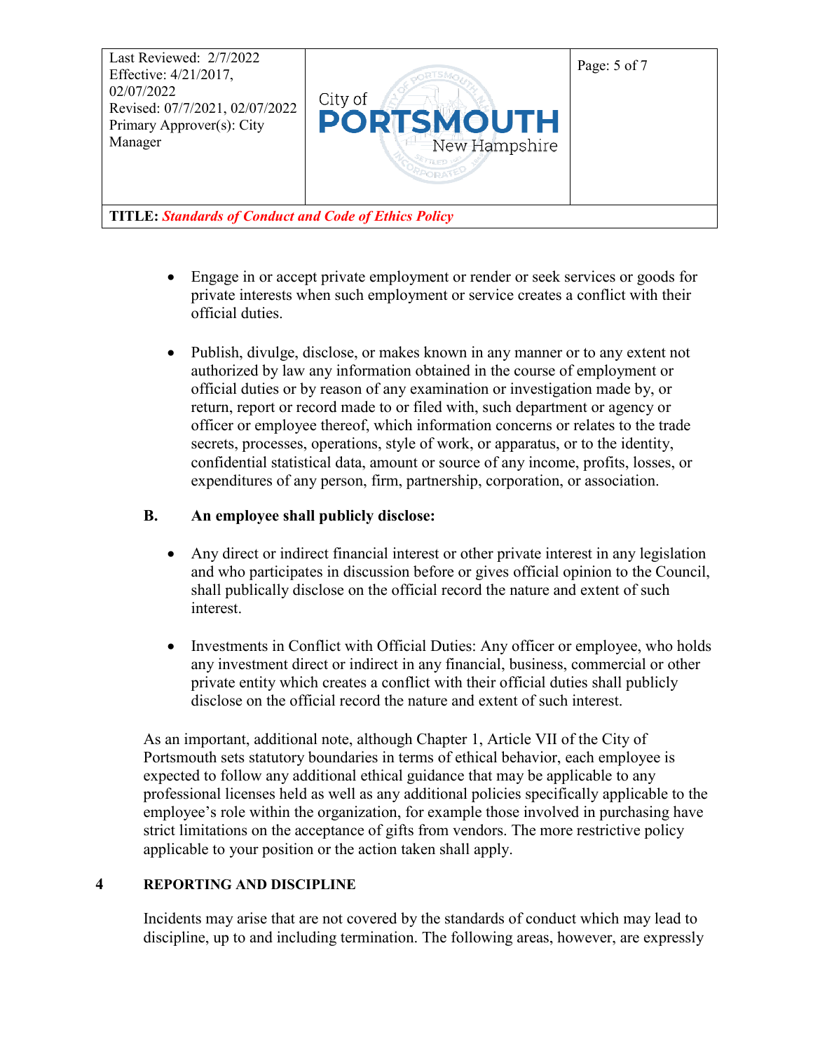- Engage in or accept private employment or render or seek services or goods for private interests when such employment or service creates a conflict with their official duties.

- Publish, divulge, disclose, or makes known in any manner or to any extent not authorized by law any information obtained in the course of employment or official duties or by reason of any examination or investigation made by, or return, report or record made to or filed with, such department or agency or officer or employee thereof, which information concerns or relates to the trade secrets, processes, operations, style of work, or apparatus, or to the identity, confidential statistical data, amount or source of any income, profits, losses, or expenditures of any person, firm, partnership, corporation, or association.

**B. An employee shall publicly disclose:**

- Any direct or indirect financial interest or other private interest in any legislation and who participates in discussion before or gives official opinion to the Council, shall publically disclose on the official record the nature and extent of such interest.

- Investments in Conflict with Official Duties: Any officer or employee, who holds any investment direct or indirect in any financial, business, commercial or other private entity which creates a conflict with their official duties shall publicly disclose on the official record the nature and extent of such interest.

As an important, additional note, although Chapter 1, Article VII of the City of Portsmouth sets statutory boundaries in terms of ethical behavior, each employee is expected to follow any additional ethical guidance that may be applicable to any professional licenses held as well as any additional policies specifically applicable to the employee's role within the organization, for example those involved in purchasing have strict limitations on the acceptance of gifts from vendors. The more restrictive policy applicable to your position or the action taken shall apply.

## 4 REPORTING AND DISCIPLINE

Incidents may arise that are not covered by the standards of conduct which may lead to discipline, up to and including termination. The following areas, however, are expressly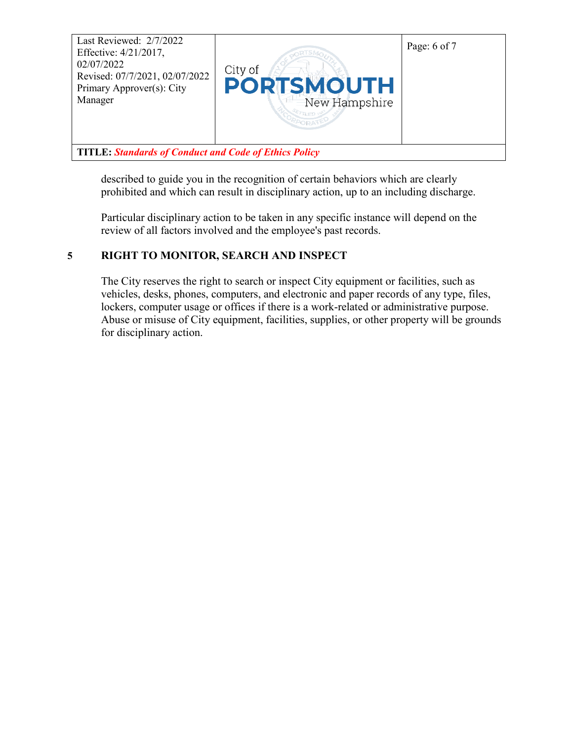described to guide you in the recognition of certain behaviors which are clearly prohibited and which can result in disciplinary action, up to an including discharge.

Particular disciplinary action to be taken in any specific instance will depend on the review of all factors involved and the employee's past records.

## 5 RIGHT TO MONITOR, SEARCH AND INSPECT

The City reserves the right to search or inspect City equipment or facilities, such as vehicles, desks, phones, computers, and electronic and paper records of any type, files, lockers, computer usage or offices if there is a work-related or administrative purpose. Abuse or misuse of City equipment, facilities, supplies, or other property will be grounds for disciplinary action.